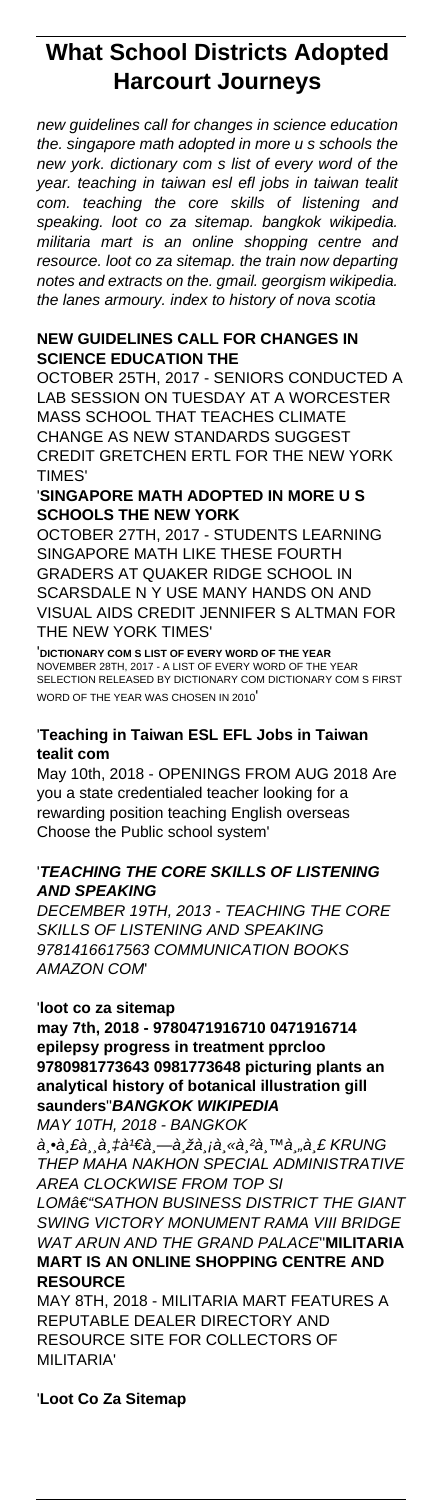# What School Districts Adopted Harcourt Journeys

*new guidelines call for changes in science education the. singapore math adopted in more u s schools the new york. dictionary com s list of every word of the year. teaching in taiwan esl efl jobs in taiwan tealit com. teaching the core skills of listening and speaking. loot co za sitemap. bangkok wikipedia. militaria mart is an online shopping centre and resource. loot co za sitemap. the train now departing notes and extracts on the. gmail. georgism wikipedia. the lanes armoury. index to history of nova scotia*

## NEW GUIDELINES CALL FOR CHANGES IN SCIENCE EDUCATION THE

OCTOBER 25TH, 2017 - SENIORS CONDUCTED A LAB SESSION ON TUESDAY AT A WORCESTER MASS SCHOOL THAT TEACHES CLIMATE CHANGE AS NEW STANDARDS SUGGEST CREDIT GRETCHEN ERTL FOR THE NEW YORK TIMES'

## 'SINGAPORE MATH ADOPTED IN MORE U S SCHOOLS THE NEW YORK

OCTOBER 27TH, 2017 - STUDENTS LEARNING SINGAPORE MATH LIKE THESE FOURTH GRADERS AT QUAKER RIDGE SCHOOL IN SCARSDALE N Y USE MANY HANDS ON AND VISUAL AIDS CREDIT JENNIFER S ALTMAN FOR THE NEW YORK TIMES'

'**DICTIONARY COM S LIST OF EVERY WORD OF THE YEAR**
NOVEMBER 28TH, 2017 - A LIST OF EVERY WORD OF THE YEAR SELECTION RELEASED BY DICTIONARY COM DICTIONARY COM S FIRST WORD OF THE YEAR WAS CHOSEN IN 2010'

## 'Teaching in Taiwan ESL EFL Jobs in Taiwan tealit com

May 10th, 2018 - OPENINGS FROM AUG 2018 Are you a state credentialed teacher looking for a rewarding position teaching English overseas Choose the Public school system'

## '*TEACHING THE CORE SKILLS OF LISTENING AND SPEAKING*

*DECEMBER 19TH, 2013 - TEACHING THE CORE SKILLS OF LISTENING AND SPEAKING 9781416617563 COMMUNICATION BOOKS AMAZON COM*'

'**loot co za sitemap**
**may 7th, 2018 - 9780471916710 0471916714 epilepsy progress in treatment prprcloo 9780981773643 0981773648 picturing plants an analytical history of botanical illustration gill saunders**''*BANGKOK WIKIPEDIA*
*MAY 10TH, 2018 - BANGKOK à¸•à¸£à¸¸à¸‡à¹€à¸—à¸žà¸¡à¸«à¸²à¸™à¸„à¸£ KRUNG THEP MAHA NAKHON SPECIAL ADMINISTRATIVE AREA CLOCKWISE FROM TOP SI LOMâ€"SATHON BUSINESS DISTRICT THE GIANT SWING VICTORY MONUMENT RAMA VIII BRIDGE WAT ARUN AND THE GRAND PALACE*''**MILITARIA MART IS AN ONLINE SHOPPING CENTRE AND RESOURCE**
MAY 8TH, 2018 - MILITARIA MART FEATURES A REPUTABLE DEALER DIRECTORY AND RESOURCE SITE FOR COLLECTORS OF MILITARIA'

'**Loot Co Za Sitemap**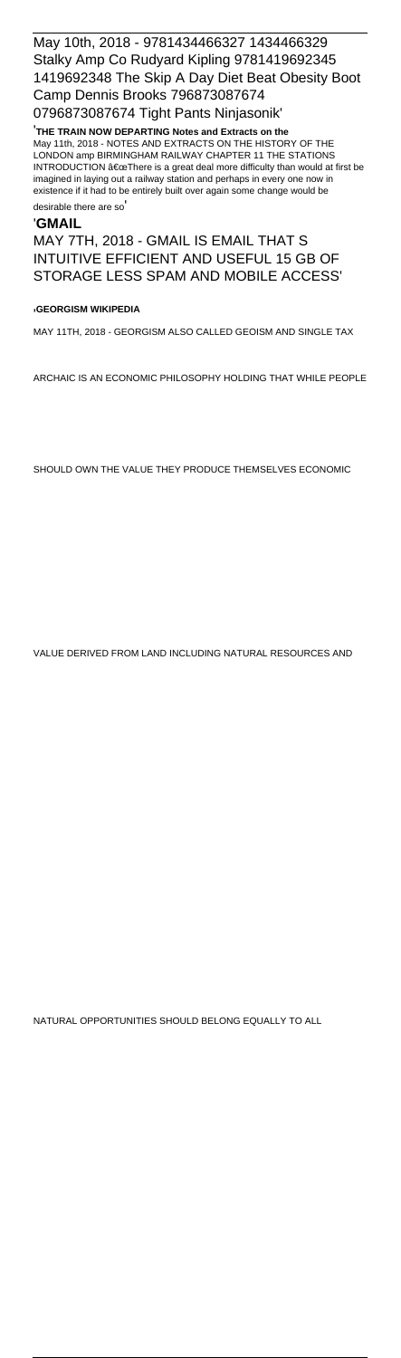May 10th, 2018 - 9781434466327 1434466329 Stalky Amp Co Rudyard Kipling 9781419692345 1419692348 The Skip A Day Diet Beat Obesity Boot Camp Dennis Brooks 796873087674 0796873087674 Tight Pants Ninjasonik'

'**THE TRAIN NOW DEPARTING Notes and Extracts on the**

May 11th, 2018 - NOTES AND EXTRACTS ON THE HISTORY OF THE LONDON amp BIRMINGHAM RAILWAY CHAPTER 11 THE STATIONS INTRODUCTION â€œThere is a great deal more difficulty than would at first be imagined in laying out a railway station and perhaps in every one now in existence if it had to be entirely built over again some change would be desirable there are so'

'**GMAIL**

MAY 7TH, 2018 - GMAIL IS EMAIL THAT S INTUITIVE EFFICIENT AND USEFUL 15 GB OF STORAGE LESS SPAM AND MOBILE ACCESS'

'**GEORGISM WIKIPEDIA**

MAY 11TH, 2018 - GEORGISM ALSO CALLED GEOISM AND SINGLE TAX ARCHAIC IS AN ECONOMIC PHILOSOPHY HOLDING THAT WHILE PEOPLE SHOULD OWN THE VALUE THEY PRODUCE THEMSELVES ECONOMIC VALUE DERIVED FROM LAND INCLUDING NATURAL RESOURCES AND NATURAL OPPORTUNITIES SHOULD BELONG EQUALLY TO ALL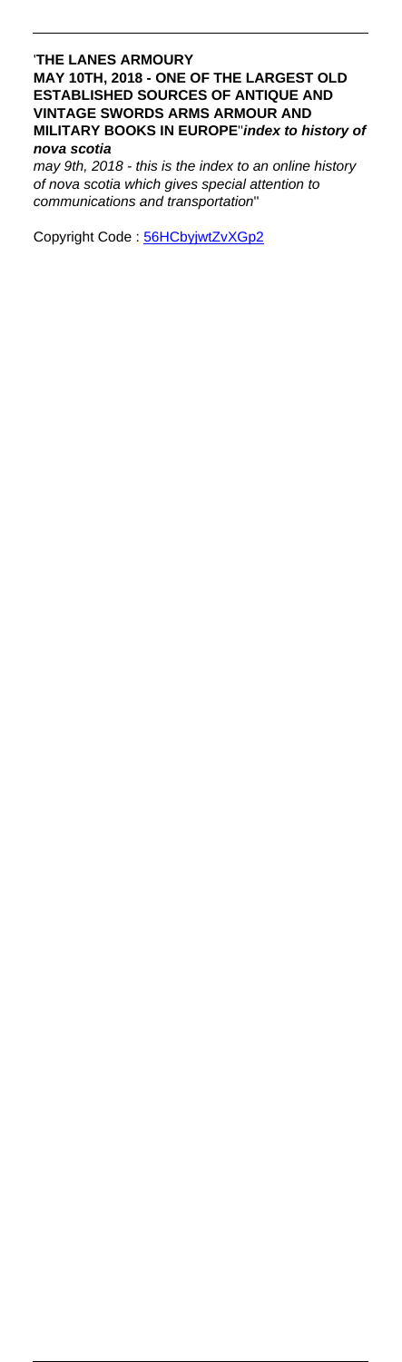'**THE LANES ARMOURY MAY 10TH, 2018 - ONE OF THE LARGEST OLD ESTABLISHED SOURCES OF ANTIQUE AND VINTAGE SWORDS ARMS ARMOUR AND MILITARY BOOKS IN EUROPE**''***index to history of nova scotia***

*may 9th, 2018 - this is the index to an online history of nova scotia which gives special attention to communications and transportation*''

Copyright Code : 56HCbyjwtZvXGp2